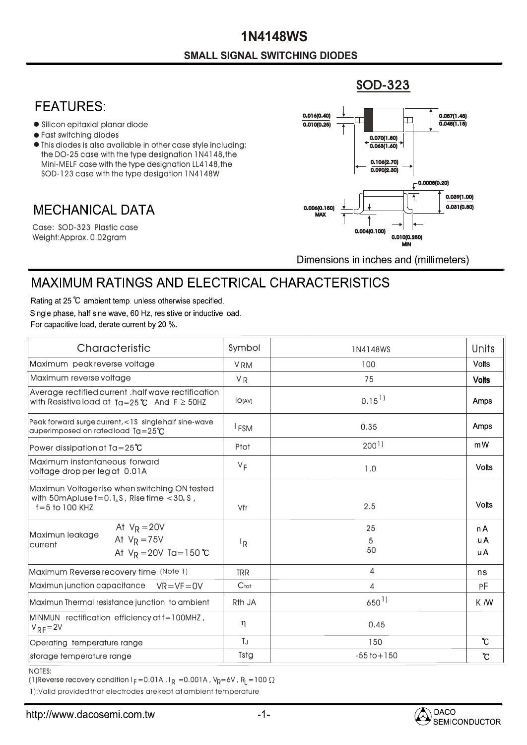# 1N4148WS

## SMALL SIGNAL SWITCHING DIODES

SOD-323

## FEATURES:

- Silicon epitaxial planar diode
- Fast switching diodes
- This diodes is also available in other case style including: the DO-25 case with the type designation 1N4148, the Mini-MELF case with the type designation LL4148, the SOD-123 case with the type desigation 1N4148W

## MECHANICAL DATA

Case: SOD-323 Plastic case
Weight:Approx. 0.02gram

0.016(0.40) / 0.010(0.25)
0.057(1.45) / 0.045(1.15)
0.070(1.80) / 0.063(1.60)
0.106(2.70) / 0.090(2.30)
0.0008(0.20)
0.039(1.00) / 0.031(0.80)
0.006(0.150) MAX
0.004(0.100)
0.010(0.250) MIN

Dimensions in inches and (millimeters)

## MAXIMUM RATINGS AND ELECTRICAL CHARACTERISTICS

Rating at 25 ℃ ambient temp. unless otherwise specified.
Single phase, half sine wave, 60 Hz, resistive or inductive load.
For capacitive load, derate current by 20 %.

| Characteristic | Symbol | 1N4148WS | Units |
|---|---|---|---|
| Maximum peak reverse voltage | $V_{RM}$ | 100 | Volts |
| Maximum reverse voltage | $V_R$ | 75 | Volts |
| Average rectified current .half wave rectification with Resistive load at Ta=25℃ And F ≥ 50HZ | $I_{O(AV)}$ | 0.15 [1)] | Amps |
| Peak forward surge current, <1S single half sine-wave auperimposed on rated load Ta=25℃ | $I_{FSM}$ | 0.35 | Amps |
| Power dissipation at Ta=25℃ | Ptot | 200 [1)] | mW |
| Maximum instantaneous forward voltage drop per leg at 0.01A | $V_F$ | 1.0 | Volts |
| Maximun Voltage rise when switching ON tested with 50mA pluse t=0.1μS, Rise time <30μS, f=5 to 100 KHZ | Vfr | 2.5 | Volts |
| Maximun leakage current At $V_R$=20V | $I_R$ | 25 | nA |
| At $V_R$=75V | | 5 | uA |
| At $V_R$=20V Ta=150℃ | | 50 | uA |
| Maximum Reverse recovery time (Note 1) | TRR | 4 | ns |
| Maximun junction capacitance VR=VF=0V | Ctot | 4 | PF |
| Maximun Thermal resistance junction to ambient | Rth JA | 650 [1)] | K/W |
| MINMUN rectification efficiency at f=100MHZ, $V_{RF}$=2V | η | 0.45 | |
| Operating temperature range | $T_J$ | 150 | ℃ |
| storage temperature range | Tstg | -55 to+150 | ℃ |

NOTES:
(1)Reverse recovery condition $I_F$=0.01A, $I_R$ =0.001A, $V_R$=6V, $R_L$=100 Ω

1):Valid provided that electrodes are kept at ambient temperature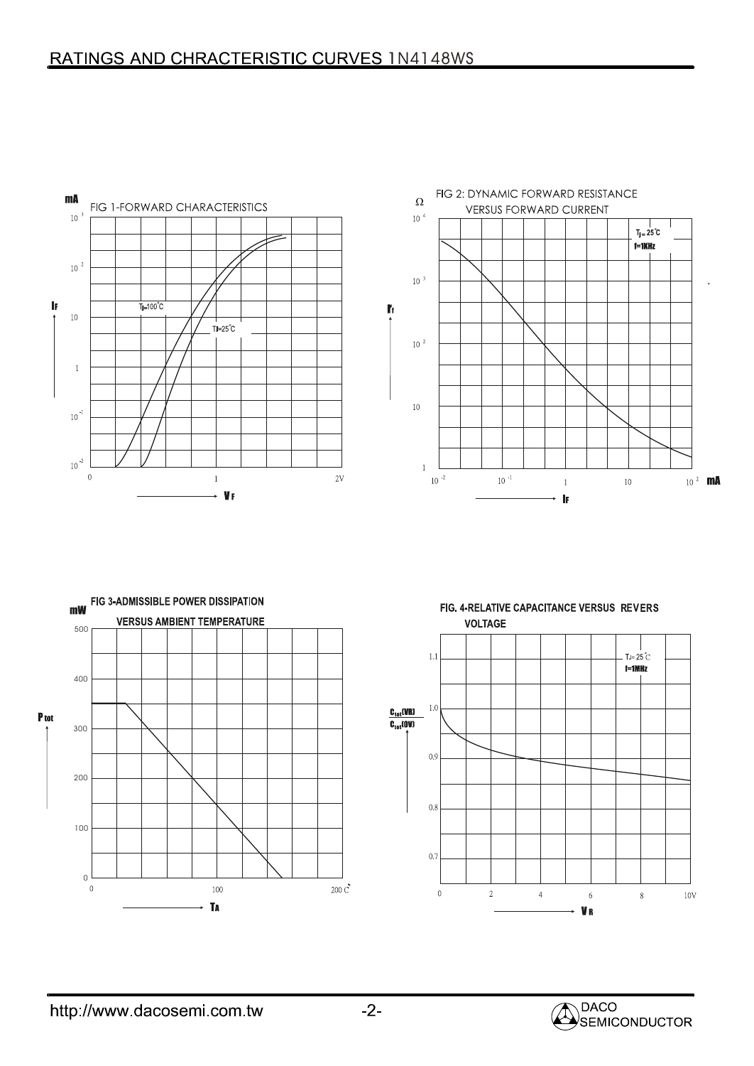## RATINGS AND CHRACTERISTIC CURVES 1N4148WS

FIG 1-FORWARD CHARACTERISTICS

mA

$I_F$

$10^3$, $10^2$, 10, 1, $10^{-1}$, $10^{-2}$

$T_j$=100°C

TJ=25°C

0, 1, 2V

$V_F$

FIG 2: DYNAMIC FORWARD RESISTANCE VERSUS FORWARD CURRENT

Ω

$r_f$

$10^4$, $10^3$, $10^2$, 10, 1

$T_j$ = 25°C

f=1KHz

$10^{-2}$, $10^{-1}$, 1, 10, $10^2$ mA

$I_F$

FIG 3-ADMISSIBLE POWER DISSIPATION VERSUS AMBIENT TEMPERATURE

mW

$P_{tot}$

500, 400, 300, 200, 100, 0

0, 100, 200 C°

$T_A$

FIG. 4-RELATIVE CAPACITANCE VERSUS REVERS VOLTAGE

$\frac{C_{tot}(VR)}{C_{tot}(0V)}$

1.1, 1.0, 0.9, 0.8, 0.7

TJ= 25°C

f=1MHz

0, 2, 4, 6, 8, 10V

$V_R$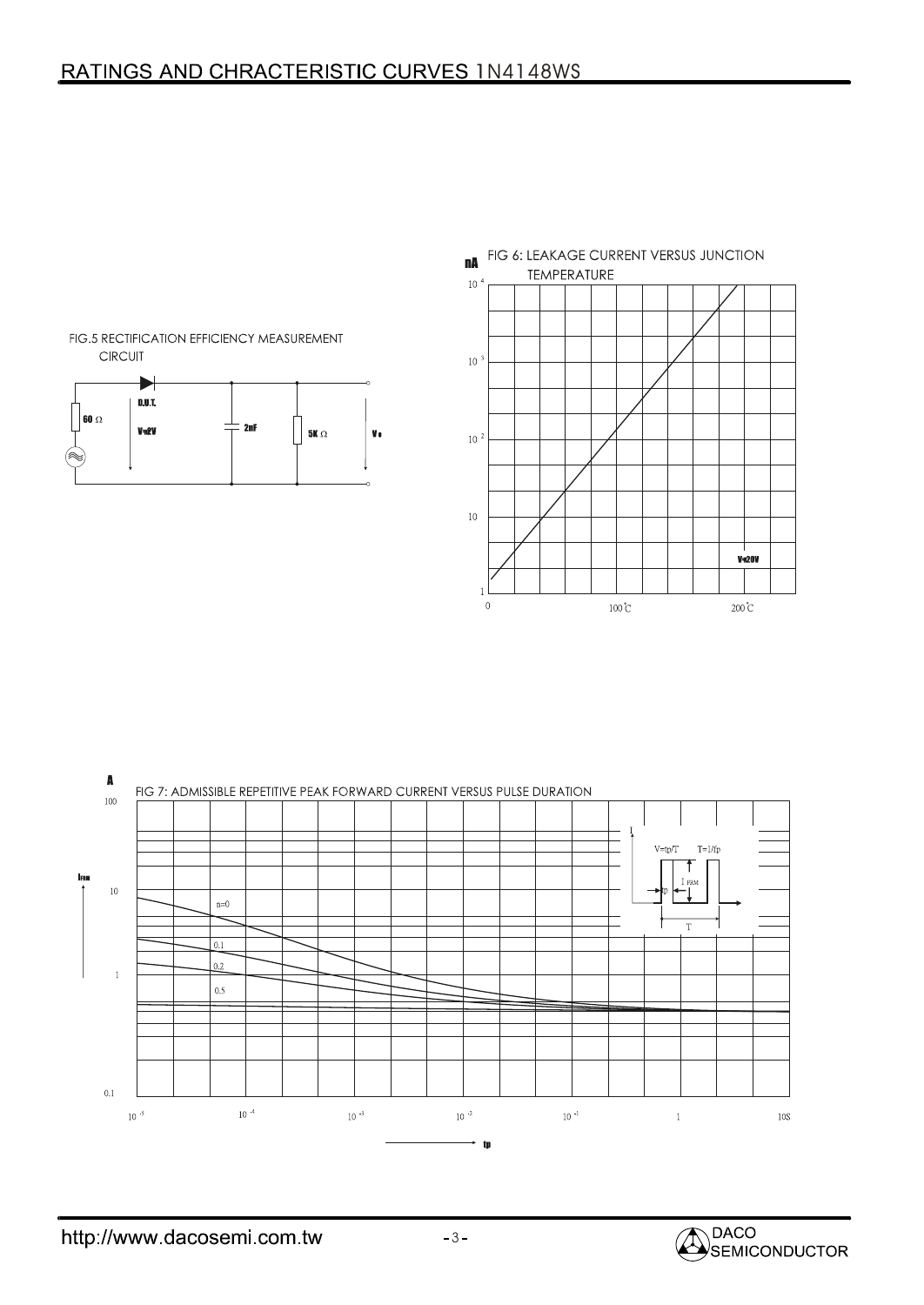## RATINGS AND CHRACTERISTIC CURVES 1N4148WS

FIG.5 RECTIFICATION EFFICIENCY MEASUREMENT CIRCUIT

D.U.T.

60 Ω

V=2V

2nF

5K Ω

Vo

FIG 6: LEAKAGE CURRENT VERSUS JUNCTION TEMPERATURE

nA

$10^4$

$10^3$

$10^2$

10

1

0

100°C

200°C

V=20V

FIG 7: ADMISSIBLE REPETITIVE PEAK FORWARD CURRENT VERSUS PULSE DURATION

A

100

10

1

0.1

$I_{FRM}$

n=0

0.1

0.2

0.5

V=tp/T T=1/fp

I

$I_{FRM}$

tp

T

$10^{-5}$ $10^{-4}$ $10^{-3}$ $10^{-2}$ $10^{-1}$ 1 10S

tp